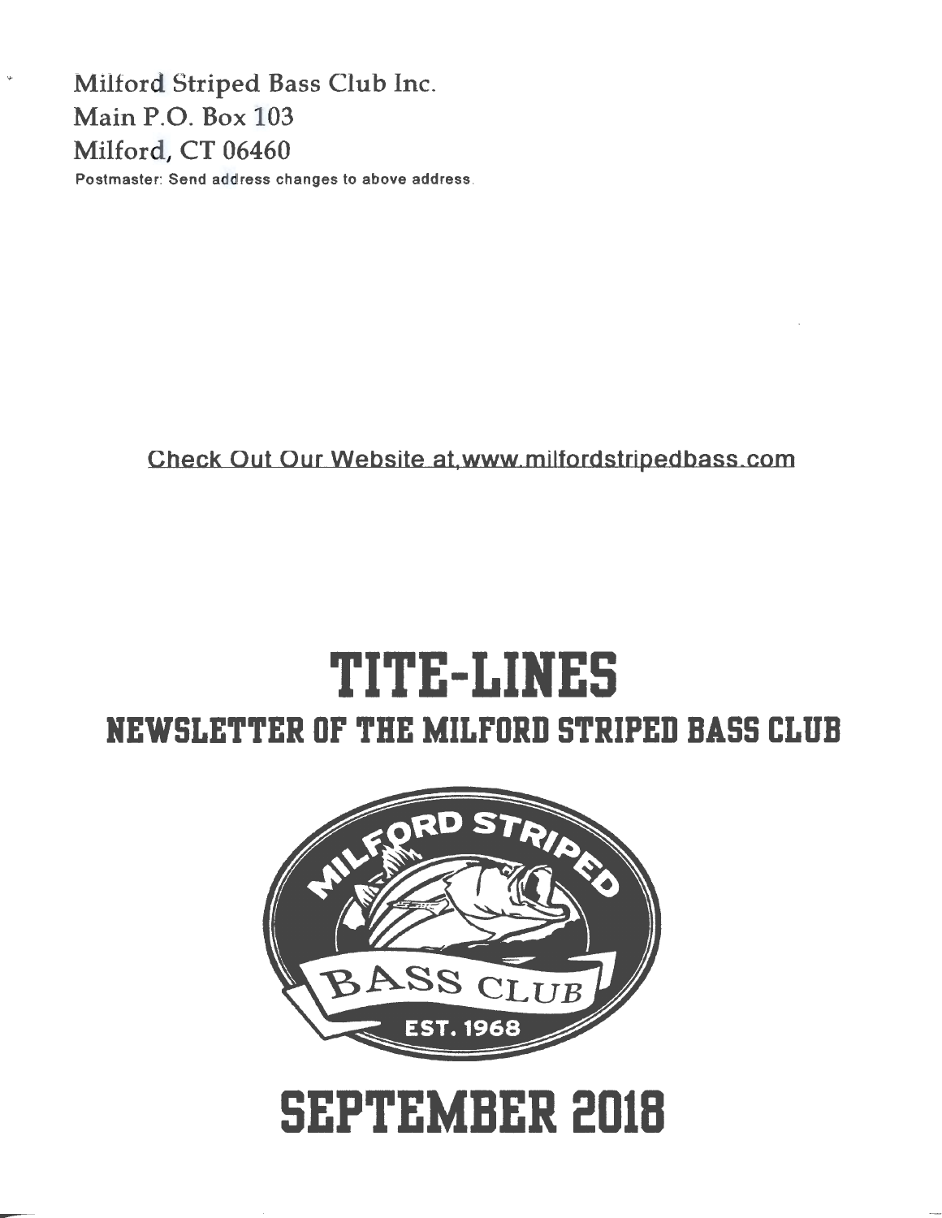Milford Striped Bass Club Inc.
Main P.O. Box 103
Milford, CT 06460

Postmaster: Send address changes to above address.

Check Out Our Website at www.milfordstripedbass.com

# TITE-LINES

## NEWSLETTER OF THE MILFORD STRIPED BASS CLUB

MILFORD STRIPED BASS CLUB
EST. 1968

# SEPTEMBER 2018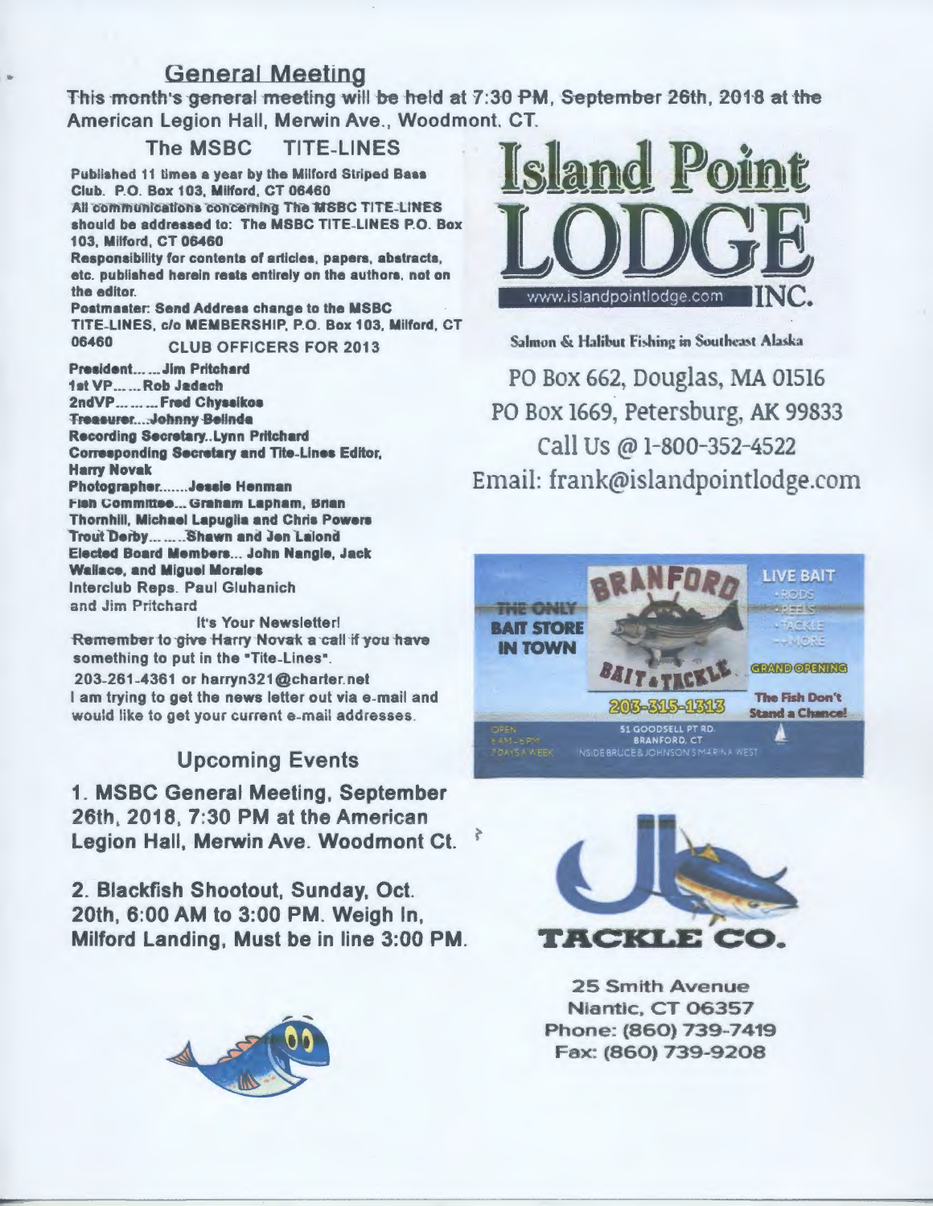## General Meeting

This month's general meeting will be held at 7:30 PM, September 26th, 2018 at the American Legion Hall, Merwin Ave., Woodmont, CT.

### The MSBC TITE-LINES

**Published 11 times a year by the Milford Striped Bass Club. P.O. Box 103, Milford, CT 06460**

**All communications concerning The MSBC TITE-LINES should be addressed to: The MSBC TITE-LINES P.O. Box 103, Milford, CT 06460**

**Responsibility for contents of articles, papers, abstracts, etc. published herein rests entirely on the authors, not on the editor.**

**Postmaster: Send Address change to the MSBC TITE-LINES, c/o MEMBERSHIP, P.O. Box 103, Milford, CT 06460**

**CLUB OFFICERS FOR 2013**

**President.........Jim Pritchard**
**1st VP.........Rob Jadach**
**2ndVP.........Fred Chyssikos**
**Treasurer....Johnny Belinda**
**Recording Secretary..Lynn Pritchard**
**Corresponding Secretary and Tite-Lines Editor, Harry Novak**
**Photographer.......Jessie Henman**
**Fish Committee... Graham Lapham, Brian Thornhill, Michael Lapuglia and Chris Powers**
**Trout Derby.........Shawn and Jen Lalond**
**Elected Board Members... John Nangle, Jack Wallace, and Miguel Morales**
**Interclub Reps. Paul Gluhanich and Jim Pritchard**

It's Your Newsletter!
Remember to give Harry Novak a call if you have something to put in the "Tite-Lines".
203-261-4361 or harryn321@charter.net
I am trying to get the news letter out via e-mail and would like to get your current e-mail addresses.

## Upcoming Events

1. MSBC General Meeting, September 26th, 2018, 7:30 PM at the American Legion Hall, Merwin Ave. Woodmont Ct.

2. Blackfish Shootout, Sunday, Oct. 20th, 6:00 AM to 3:00 PM. Weigh In, Milford Landing, Must be in line 3:00 PM.

**Island Point LODGE INC.**
www.islandpointlodge.com

Salmon & Halibut Fishing in Southeast Alaska

PO Box 662, Douglas, MA 01516
PO Box 1669, Petersburg, AK 99833
Call Us @ 1-800-352-4522
Email: frank@islandpointlodge.com

**BRANFORD BAIT & TACKLE**
THE ONLY BAIT STORE IN TOWN
LIVE BAIT • RODS • REELS • TACKLE • + MORE
GRAND OPENING
203-315-1313
The Fish Don't Stand a Chance!
OPEN 6 AM - 6 PM 7 DAYS A WEEK
51 GOODSELL PT RD. BRANFORD, CT
INSIDE BRUCE & JOHNSON'S MARINA WEST

**JC TACKLE CO.**
25 Smith Avenue
Niantic, CT 06357
Phone: (860) 739-7419
Fax: (860) 739-9208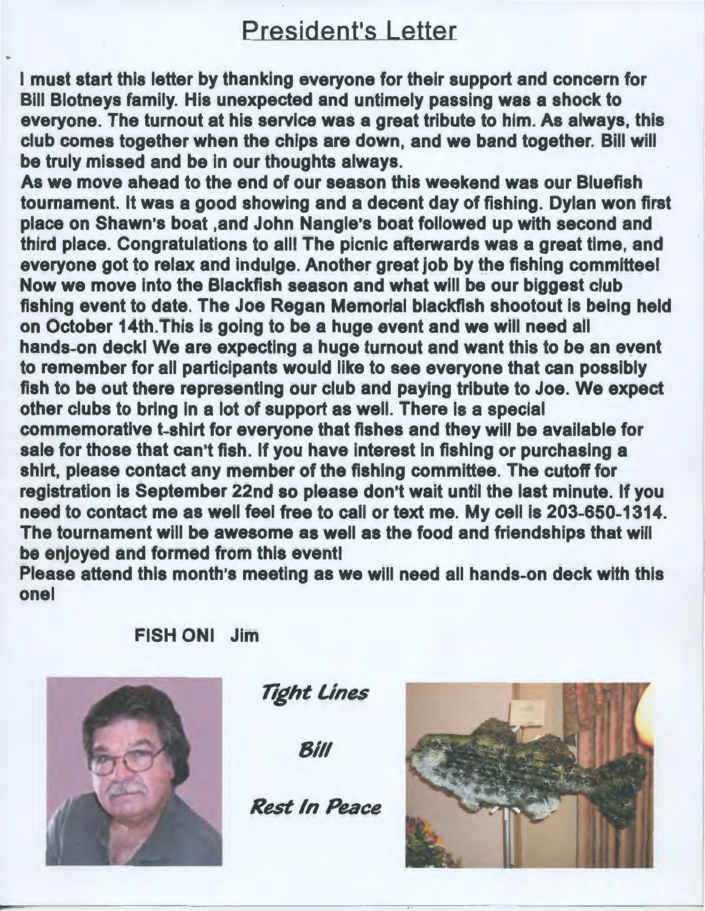# President's Letter

**I must start this letter by thanking everyone for their support and concern for Bill Blotneys family. His unexpected and untimely passing was a shock to everyone. The turnout at his service was a great tribute to him. As always, this club comes together when the chips are down, and we band together. Bill will be truly missed and be in our thoughts always.**

**As we move ahead to the end of our season this weekend was our Bluefish tournament. It was a good showing and a decent day of fishing. Dylan won first place on Shawn's boat ,and John Nangle's boat followed up with second and third place. Congratulations to all! The picnic afterwards was a great time, and everyone got to relax and indulge. Another great job by the fishing committee! Now we move into the Blackfish season and what will be our biggest club fishing event to date. The Joe Regan Memorial blackfish shootout is being held on October 14th.This is going to be a huge event and we will need all hands-on deck! We are expecting a huge turnout and want this to be an event to remember for all participants would like to see everyone that can possibly fish to be out there representing our club and paying tribute to Joe. We expect other clubs to bring in a lot of support as well. There is a special commemorative t-shirt for everyone that fishes and they will be available for sale for those that can't fish. If you have interest in fishing or purchasing a shirt, please contact any member of the fishing committee. The cutoff for registration is September 22nd so please don't wait until the last minute. If you need to contact me as well feel free to call or text me. My cell is 203-650-1314. The tournament will be awesome as well as the food and friendships that will be enjoyed and formed from this event!**

**Please attend this month's meeting as we will need all hands-on deck with this one!**

**FISH ON! Jim**

***Tight Lines***

***Bill***

***Rest In Peace***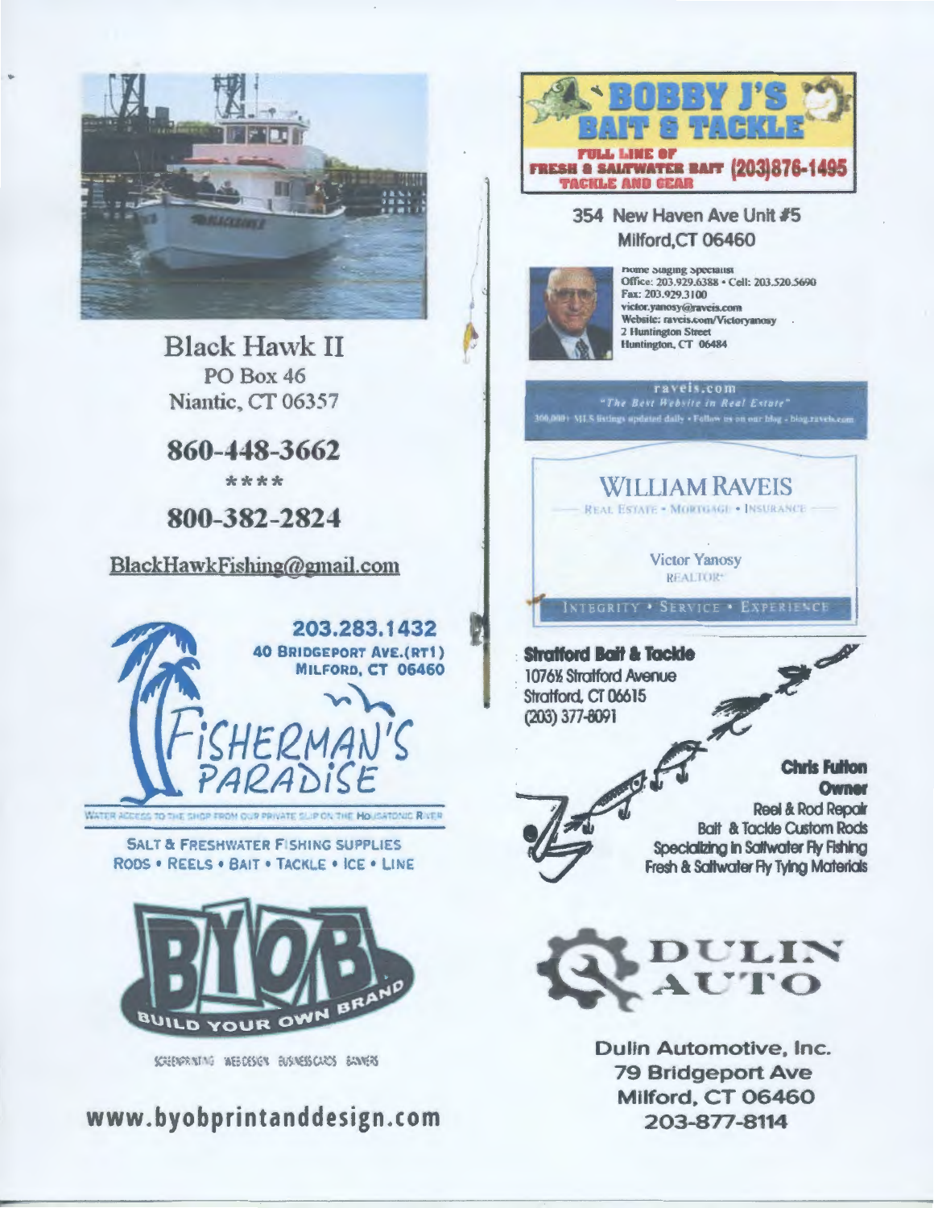## Black Hawk II

PO Box 46
Niantic, CT 06357

**860-448-3662**

****

**800-382-2824**

BlackHawkFishing@gmail.com

**203.283.1432**
**40 Bridgeport Ave.(RT1)**
**Milford, CT 06460**

## Fisherman's Paradise

WATER ACCESS TO THE SHOP FROM OUR PRIVATE SLIP ON THE HOUSATONIC RIVER

SALT & FRESHWATER FISHING SUPPLIES
RODS • REELS • BAIT • TACKLE • ICE • LINE

## BYOB

BUILD YOUR OWN BRAND

SCREENPRINTING WEB DESIGN BUSINESS CARDS BANNERS

**www.byobprintanddesign.com**

## Bobby J's Bait & Tackle

FULL LINE OF FRESH & SALTWATER BAIT TACKLE AND GEAR **(203)876-1495**

354 New Haven Ave Unit #5
Milford,CT 06460

Home Staging Specialist
Office: 203.929.6388 • Cell: 203.520.5690
Fax: 203.929.3100
victor.yanosy@raveis.com
Website: raveis.com/Victoryanosy
2 Huntington Street
Huntington, CT 06484

raveis.com
*"The Best Website in Real Estate"*
300,000+ MLS listings updated daily • Follow us on our blog - blog.raveis.com

## William Raveis

REAL ESTATE • MORTGAGE • INSURANCE

Victor Yanosy
REALTOR®

INTEGRITY • SERVICE • EXPERIENCE

**Stratford Bait & Tackle**
1076½ Stratford Avenue
Stratford, CT 06615
(203) 377-8091

**Chris Fulton**
**Owner**
Reel & Rod Repair
Bait & Tackle Custom Rods
Specializing in Saltwater Fly Fishing
Fresh & Saltwater Fly Tying Materials

## Dulin Auto

**Dulin Automotive, Inc.**
**79 Bridgeport Ave**
**Milford, CT 06460**
**203-877-8114**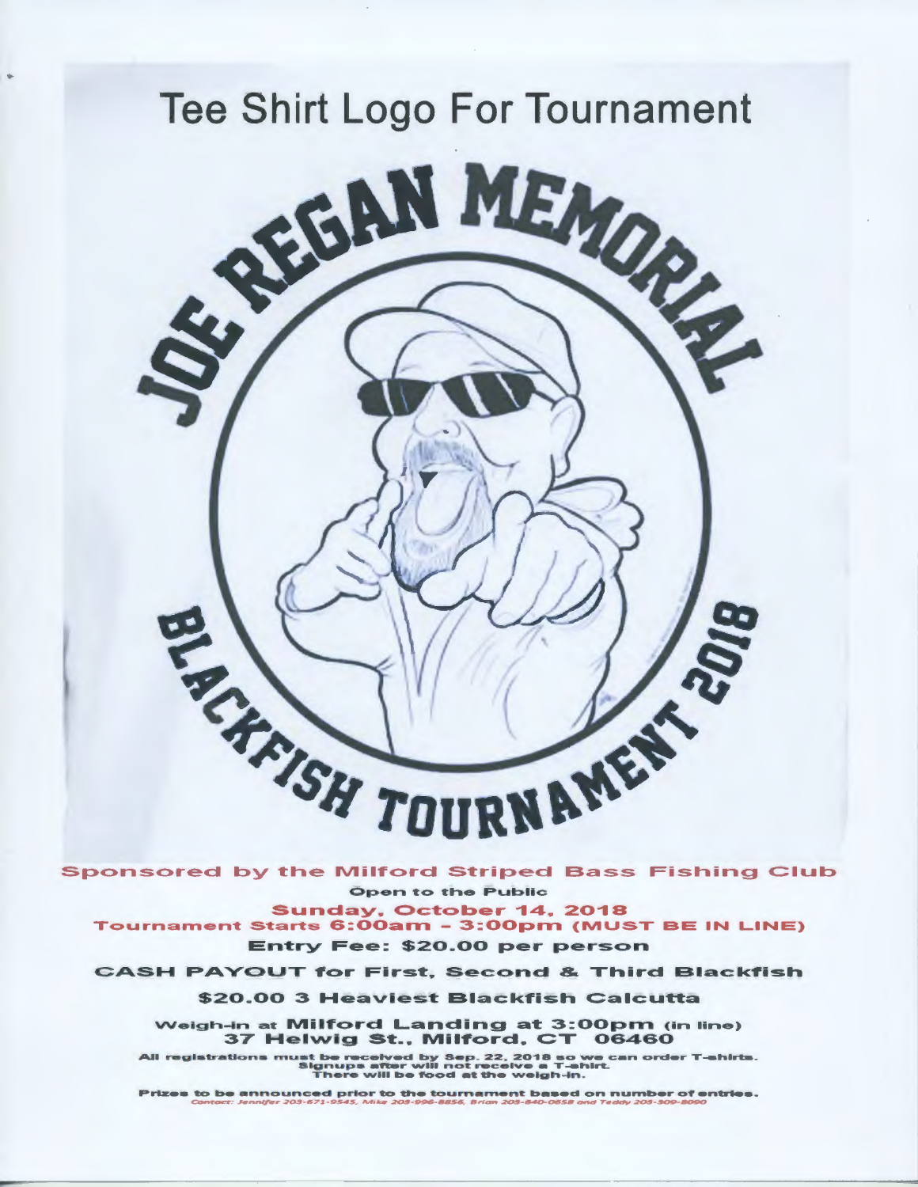# Tee Shirt Logo For Tournament

JOE REGAN MEMORIAL

BLACKFISH TOURNAMENT 2018

**Sponsored by the Milford Striped Bass Fishing Club**

**Open to the Public**

**Sunday, October 14, 2018**

**Tournament Starts 6:00am - 3:00pm (MUST BE IN LINE)**

**Entry Fee: $20.00 per person**

**CASH PAYOUT for First, Second & Third Blackfish**

**$20.00 3 Heaviest Blackfish Calcutta**

**Weigh-in at Milford Landing at 3:00pm (in line)**
**37 Helwig St., Milford, CT 06460**

**All registrations must be received by Sep. 22, 2018 so we can order T-shirts.**
**Signups after will not receive a T-shirt.**
**There will be food at the weigh-in.**

**Prizes to be announced prior to the tournament based on number of entries.**

*Contact: Jennifer 203-671-9545, Mike 203-996-8856, Brian 203-840-0658 and Teddy 203-509-8090*